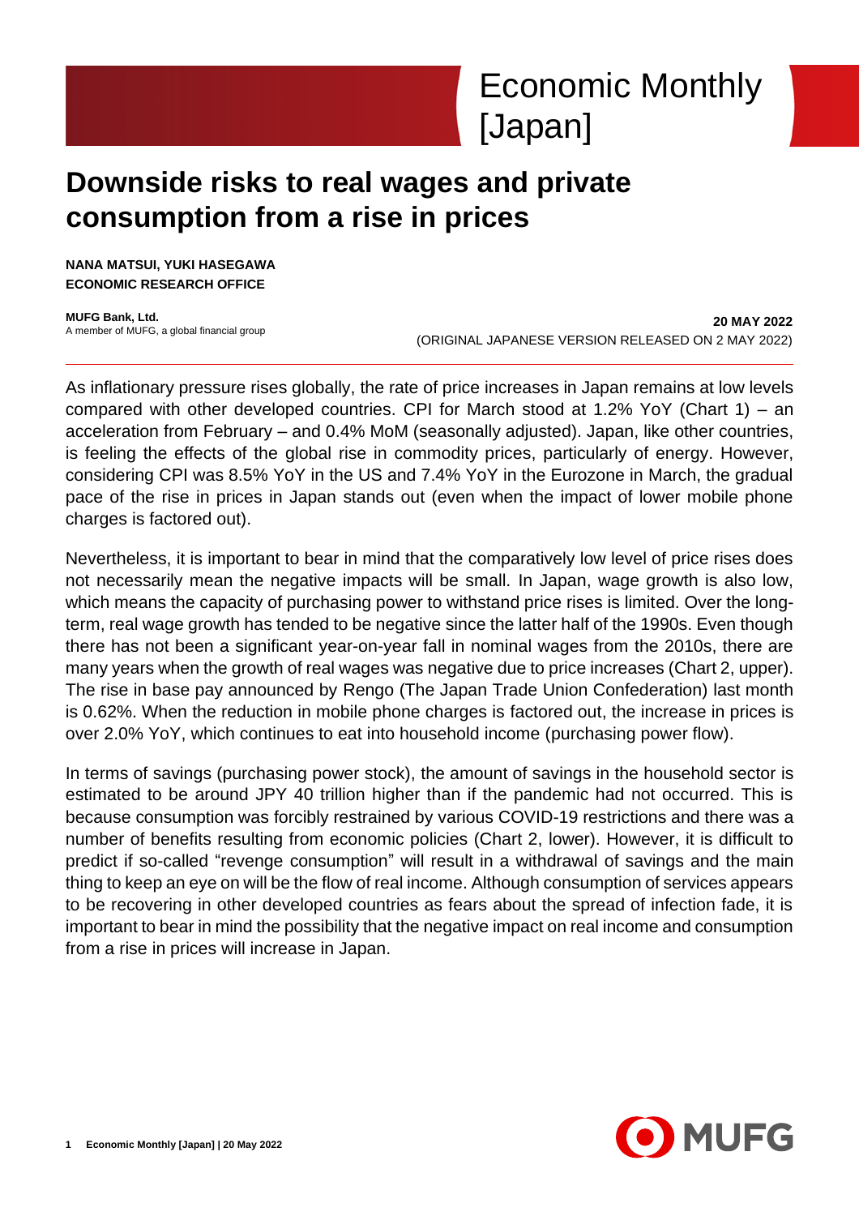# Economic Monthly [Japan]

## Downside risks to real wages and private consumption from a rise in prices

**NANA MATSUI, YUKI HASEGAWA**
**ECONOMIC RESEARCH OFFICE**

**MUFG Bank, Ltd.**
A member of MUFG, a global financial group

**20 MAY 2022**
(ORIGINAL JAPANESE VERSION RELEASED ON 2 MAY 2022)

As inflationary pressure rises globally, the rate of price increases in Japan remains at low levels compared with other developed countries. CPI for March stood at 1.2% YoY (Chart 1) – an acceleration from February – and 0.4% MoM (seasonally adjusted). Japan, like other countries, is feeling the effects of the global rise in commodity prices, particularly of energy. However, considering CPI was 8.5% YoY in the US and 7.4% YoY in the Eurozone in March, the gradual pace of the rise in prices in Japan stands out (even when the impact of lower mobile phone charges is factored out).

Nevertheless, it is important to bear in mind that the comparatively low level of price rises does not necessarily mean the negative impacts will be small. In Japan, wage growth is also low, which means the capacity of purchasing power to withstand price rises is limited. Over the long-term, real wage growth has tended to be negative since the latter half of the 1990s. Even though there has not been a significant year-on-year fall in nominal wages from the 2010s, there are many years when the growth of real wages was negative due to price increases (Chart 2, upper). The rise in base pay announced by Rengo (The Japan Trade Union Confederation) last month is 0.62%. When the reduction in mobile phone charges is factored out, the increase in prices is over 2.0% YoY, which continues to eat into household income (purchasing power flow).

In terms of savings (purchasing power stock), the amount of savings in the household sector is estimated to be around JPY 40 trillion higher than if the pandemic had not occurred. This is because consumption was forcibly restrained by various COVID-19 restrictions and there was a number of benefits resulting from economic policies (Chart 2, lower). However, it is difficult to predict if so-called "revenge consumption" will result in a withdrawal of savings and the main thing to keep an eye on will be the flow of real income. Although consumption of services appears to be recovering in other developed countries as fears about the spread of infection fade, it is important to bear in mind the possibility that the negative impact on real income and consumption from a rise in prices will increase in Japan.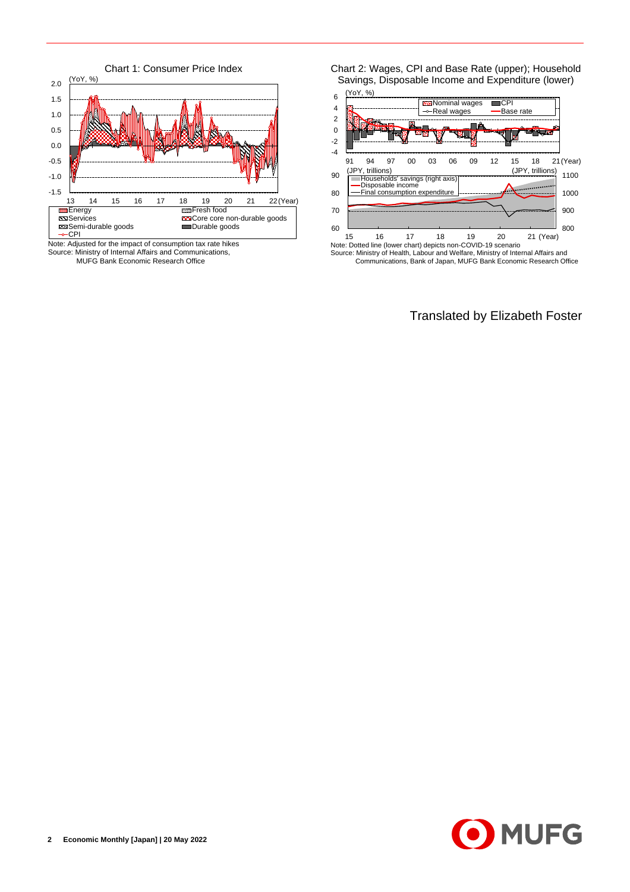Chart 1: Consumer Price Index

(YoY, %)

Energy, Fresh food, Services, Core core non-durable goods, Semi-durable goods, Durable goods, CPI

Note: Adjusted for the impact of consumption tax rate hikes
Source: Ministry of Internal Affairs and Communications, MUFG Bank Economic Research Office

Chart 2: Wages, CPI and Base Rate (upper); Household Savings, Disposable Income and Expenditure (lower)

(YoY, %)

Nominal wages, CPI, Real wages, Base rate

(JPY, trillions)

Households' savings (right axis), Disposable income, Final consumption expenditure

Note: Dotted line (lower chart) depicts non-COVID-19 scenario
Source: Ministry of Health, Labour and Welfare, Ministry of Internal Affairs and Communications, Bank of Japan, MUFG Bank Economic Research Office

Translated by Elizabeth Foster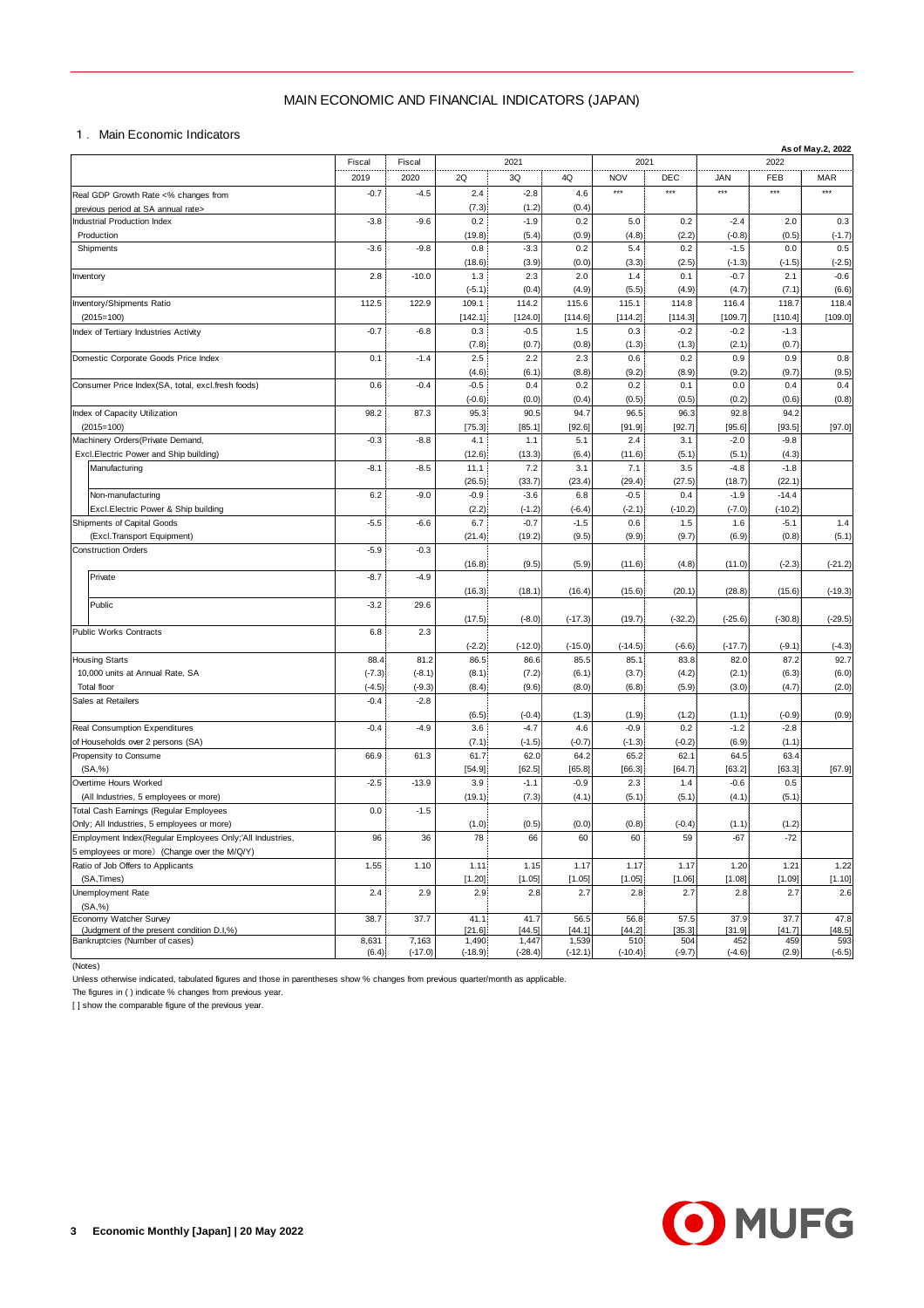# MAIN ECONOMIC AND FINANCIAL INDICATORS (JAPAN)

## 1. Main Economic Indicators

As of May.2, 2022

| | Fiscal | Fiscal | 2021 | | | 2021 | | 2022 | | |
|---|---|---|---|---|---|---|---|---|---|---|
| | 2019 | 2020 | 2Q | 3Q | 4Q | NOV | DEC | JAN | FEB | MAR |
| Real GDP Growth Rate <% changes from previous period at SA annual rate> | -0.7 | -4.5 | 2.4 | -2.8 | 4.6 | *** | *** | *** | *** | *** |
| | | | (7.3) | (1.2) | (0.4) | | | | | |
| Industrial Production Index | -3.8 | -9.6 | 0.2 | -1.9 | 0.2 | 5.0 | 0.2 | -2.4 | 2.0 | 0.3 |
| Production | | | (19.8) | (5.4) | (0.9) | (4.8) | (2.2) | (-0.8) | (0.5) | (-1.7) |
| Shipments | -3.6 | -9.8 | 0.8 | -3.3 | 0.2 | 5.4 | 0.2 | -1.5 | 0.0 | 0.5 |
| | | | (18.6) | (3.9) | (0.0) | (3.3) | (2.5) | (-1.3) | (-1.5) | (-2.5) |
| Inventory | 2.8 | -10.0 | 1.3 | 2.3 | 2.0 | 1.4 | 0.1 | -0.7 | 2.1 | -0.6 |
| | | | (-5.1) | (0.4) | (4.9) | (5.5) | (4.9) | (4.7) | (7.1) | (6.6) |
| Inventory/Shipments Ratio | 112.5 | 122.9 | 109.1 | 114.2 | 115.6 | 115.1 | 114.8 | 116.4 | 118.7 | 118.4 |
| (2015=100) | | | [142.1] | [124.0] | [114.6] | [114.2] | [114.3] | [109.7] | [110.4] | [109.0] |
| Index of Tertiary Industries Activity | -0.7 | -6.8 | 0.3 | -0.5 | 1.5 | 0.3 | -0.2 | -0.2 | -1.3 | |
| | | | (7.8) | (0.7) | (0.8) | (1.3) | (1.3) | (2.1) | (0.7) | |
| Domestic Corporate Goods Price Index | 0.1 | -1.4 | 2.5 | 2.2 | 2.3 | 0.6 | 0.2 | 0.9 | 0.9 | 0.8 |
| | | | (4.6) | (6.1) | (8.8) | (9.2) | (8.9) | (9.2) | (9.7) | (9.5) |
| Consumer Price Index(SA, total, excl.fresh foods) | 0.6 | -0.4 | -0.5 | 0.4 | 0.2 | 0.2 | 0.1 | 0.0 | 0.4 | 0.4 |
| | | | (-0.6) | (0.0) | (0.4) | (0.5) | (0.5) | (0.2) | (0.6) | (0.8) |
| Index of Capacity Utilization | 98.2 | 87.3 | 95.3 | 90.5 | 94.7 | 96.5 | 96.3 | 92.8 | 94.2 | |
| (2015=100) | | | [75.3] | [85.1] | [92.6] | [91.9] | [92.7] | [95.6] | [93.5] | [97.0] |
| Machinery Orders(Private Demand, | -0.3 | -8.8 | 4.1 | 1.1 | 5.1 | 2.4 | 3.1 | -2.0 | -9.8 | |
| Excl.Electric Power and Ship building) | | | (12.6) | (13.3) | (6.4) | (11.6) | (5.1) | (5.1) | (4.3) | |
| Manufacturing | -8.1 | -8.5 | 11.1 | 7.2 | 3.1 | 7.1 | 3.5 | -4.8 | -1.8 | |
| | | | (26.5) | (33.7) | (23.4) | (29.4) | (27.5) | (18.7) | (22.1) | |
| Non-manufacturing | 6.2 | -9.0 | -0.9 | -3.6 | 6.8 | -0.5 | 0.4 | -1.9 | -14.4 | |
| Excl.Electric Power & Ship building | | | (2.2) | (-1.2) | (-6.4) | (-2.1) | (-10.2) | (-7.0) | (-10.2) | |
| Shipments of Capital Goods | -5.5 | -6.6 | 6.7 | -0.7 | -1.5 | 0.6 | 1.5 | 1.6 | -5.1 | 1.4 |
| (Excl.Transport Equipment) | | | (21.4) | (19.2) | (9.5) | (9.9) | (9.7) | (6.9) | (0.8) | (5.1) |
| Construction Orders | -5.9 | -0.3 | | | | | | | | |
| | | | (16.8) | (9.5) | (5.9) | (11.6) | (4.8) | (11.0) | (-2.3) | (-21.2) |
| Private | -8.7 | -4.9 | | | | | | | | |
| | | | (16.3) | (18.1) | (16.4) | (15.6) | (20.1) | (28.8) | (15.6) | (-19.3) |
| Public | -3.2 | 29.6 | | | | | | | | |
| | | | (17.5) | (-8.0) | (-17.3) | (19.7) | (-32.2) | (-25.6) | (-30.8) | (-29.5) |
| Public Works Contracts | 6.8 | 2.3 | | | | | | | | |
| | | | (-2.2) | (-12.0) | (-15.0) | (-14.5) | (-6.6) | (-17.7) | (-9.1) | (-4.3) |
| Housing Starts | 88.4 | 81.2 | 86.5 | 86.6 | 85.5 | 85.1 | 83.8 | 82.0 | 87.2 | 92.7 |
| 10,000 units at Annual Rate, SA | (-7.3) | (-8.1) | (8.1) | (7.2) | (6.1) | (3.7) | (4.2) | (2.1) | (6.3) | (6.0) |
| Total floor | (-4.5) | (-9.3) | (8.4) | (9.6) | (8.0) | (6.8) | (5.9) | (3.0) | (4.7) | (2.0) |
| Sales at Retailers | -0.4 | -2.8 | | | | | | | | |
| | | | (6.5) | (-0.4) | (1.3) | (1.9) | (1.2) | (1.1) | (-0.9) | (0.9) |
| Real Consumption Expenditures | -0.4 | -4.9 | 3.6 | -4.7 | 4.6 | -0.9 | 0.2 | -1.2 | -2.8 | |
| of Households over 2 persons (SA) | | | (7.1) | (-1.5) | (-0.7) | (-1.3) | (-0.2) | (6.9) | (1.1) | |
| Propensity to Consume | 66.9 | 61.3 | 61.7 | 62.0 | 64.2 | 65.2 | 62.1 | 64.5 | 63.4 | |
| (SA,%) | | | [54.9] | [62.5] | [65.8] | [66.3] | [64.7] | [63.2] | [63.3] | [67.9] |
| Overtime Hours Worked | -2.5 | -13.9 | 3.9 | -1.1 | -0.9 | 2.3 | 1.4 | -0.6 | 0.5 | |
| (All Industries, 5 employees or more) | | | (19.1) | (7.3) | (4.1) | (5.1) | (5.1) | (4.1) | (5.1) | |
| Total Cash Earnings (Regular Employees Only; All Industries, 5 employees or more) | 0.0 | -1.5 | | | | | | | | |
| | | | (1.0) | (0.5) | (0.0) | (0.8) | (-0.4) | (1.1) | (1.2) | |
| Employment Index(Regular Employees Only;'All Industries, 5 employees or more) (Change over the M/Q/Y) | 96 | 36 | 78 | 66 | 60 | 60 | 59 | -67 | -72 | |
| Ratio of Job Offers to Applicants | 1.55 | 1.10 | 1.11 | 1.15 | 1.17 | 1.17 | 1.17 | 1.20 | 1.21 | 1.22 |
| (SA,Times) | | | [1.20] | [1.05] | [1.05] | [1.05] | [1.06] | [1.08] | [1.09] | [1.10] |
| Unemployment Rate | 2.4 | 2.9 | 2.9 | 2.8 | 2.7 | 2.8 | 2.7 | 2.8 | 2.7 | 2.6 |
| (SA,%) | | | | | | | | | | |
| Economy Watcher Survey | 38.7 | 37.7 | 41.1 | 41.7 | 56.5 | 56.8 | 57.5 | 37.9 | 37.7 | 47.8 |
| (Judgment of the present condition D.I,%) | | | [21.6] | [44.5] | [44.1] | [44.2] | [35.3] | [31.9] | [41.7] | [48.5] |
| Bankruptcies (Number of cases) | 8,631 | 7,163 | 1,490 | 1,447 | 1,539 | 510 | 504 | 452 | 459 | 593 |
| | (6.4) | (-17.0) | (-18.9) | (-28.4) | (-12.1) | (-10.4) | (-9.7) | (-4.6) | (2.9) | (-6.5) |

(Notes)

Unless otherwise indicated, tabulated figures and those in parentheses show % changes from previous quarter/month as applicable.

The figures in ( ) indicate % changes from previous year.

[ ] show the comparable figure of the previous year.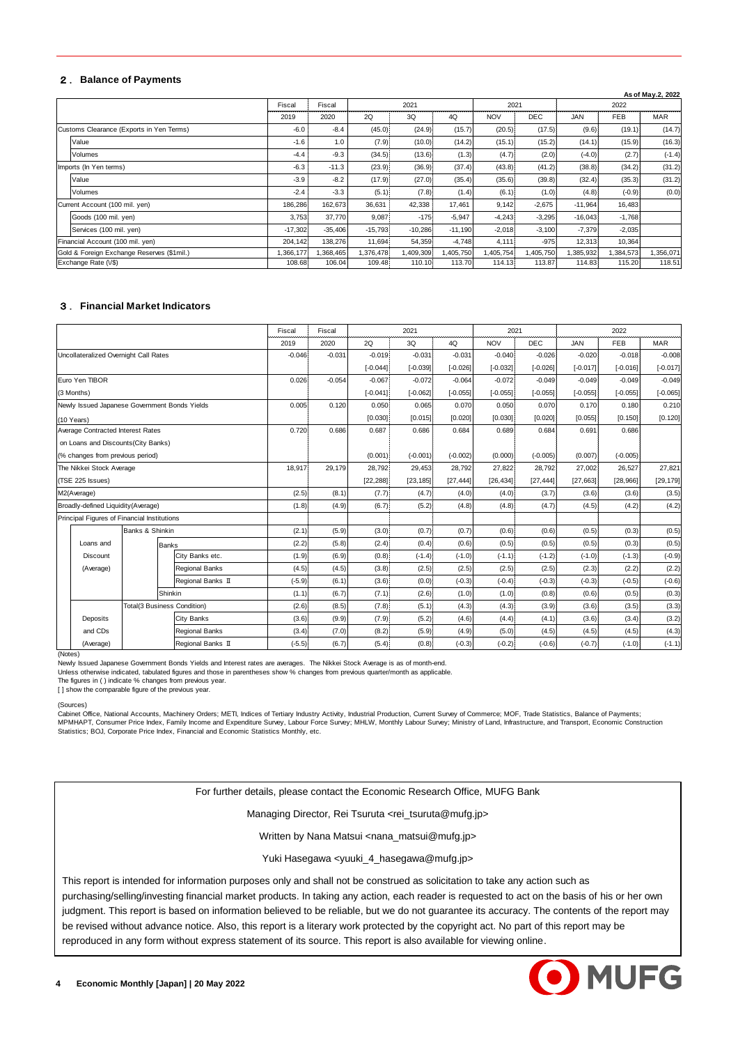## 2. Balance of Payments

As of May.2, 2022

| | Fiscal 2019 | Fiscal 2020 | 2021 2Q | 2021 3Q | 2021 4Q | 2021 NOV | 2021 DEC | 2022 JAN | 2022 FEB | 2022 MAR |
|---|---|---|---|---|---|---|---|---|---|---|
| Customs Clearance (Exports in Yen Terms) | -6.0 | -8.4 | (45.0) | (24.9) | (15.7) | (20.5) | (17.5) | (9.6) | (19.1) | (14.7) |
| Value | -1.6 | 1.0 | (7.9) | (10.0) | (14.2) | (15.1) | (15.2) | (14.1) | (15.9) | (16.3) |
| Volumes | -4.4 | -9.3 | (34.5) | (13.6) | (1.3) | (4.7) | (2.0) | (-4.0) | (2.7) | (-1.4) |
| Imports (In Yen terms) | -6.3 | -11.3 | (23.9) | (36.9) | (37.4) | (43.8) | (41.2) | (38.8) | (34.2) | (31.2) |
| Value | -3.9 | -8.2 | (17.9) | (27.0) | (35.4) | (35.6) | (39.8) | (32.4) | (35.3) | (31.2) |
| Volumes | -2.4 | -3.3 | (5.1) | (7.8) | (1.4) | (6.1) | (1.0) | (4.8) | (-0.9) | (0.0) |
| Current Account (100 mil. yen) | 186,286 | 162,673 | 36,631 | 42,338 | 17,461 | 9,142 | -2,675 | -11,964 | 16,483 | |
| Goods (100 mil. yen) | 3,753 | 37,770 | 9,087 | -175 | -5,947 | -4,243 | -3,295 | -16,043 | -1,768 | |
| Services (100 mil. yen) | -17,302 | -35,406 | -15,793 | -10,286 | -11,190 | -2,018 | -3,100 | -7,379 | -2,035 | |
| Financial Account (100 mil. yen) | 204,142 | 138,276 | 11,694 | 54,359 | -4,748 | 4,111 | -975 | 12,313 | 10,364 | |
| Gold & Foreign Exchange Reserves ($1mil.) | 1,366,177 | 1,368,465 | 1,376,478 | 1,409,309 | 1,405,750 | 1,405,754 | 1,405,750 | 1,385,932 | 1,384,573 | 1,356,071 |
| Exchange Rate (¥/$) | 108.68 | 106.04 | 109.48 | 110.10 | 113.70 | 114.13 | 113.87 | 114.83 | 115.20 | 118.51 |

## 3. Financial Market Indicators

| | Fiscal 2019 | Fiscal 2020 | 2021 2Q | 2021 3Q | 2021 4Q | 2021 NOV | 2021 DEC | 2022 JAN | 2022 FEB | 2022 MAR |
|---|---|---|---|---|---|---|---|---|---|---|
| Uncollateralized Overnight Call Rates | -0.046 | -0.031 | -0.019 | -0.031 | -0.031 | -0.040 | -0.026 | -0.020 | -0.018 | -0.008 |
| | | | [-0.044] | [-0.039] | [-0.026] | [-0.032] | [-0.026] | [-0.017] | [-0.016] | [-0.017] |
| Euro Yen TIBOR | 0.026 | -0.054 | -0.067 | -0.072 | -0.064 | -0.072 | -0.049 | -0.049 | -0.049 | -0.049 |
| (3 Months) | | | [-0.041] | [-0.062] | [-0.055] | [-0.055] | [-0.055] | [-0.055] | [-0.055] | [-0.065] |
| Newly Issued Japanese Government Bonds Yields | 0.005 | 0.120 | 0.050 | 0.065 | 0.070 | 0.050 | 0.070 | 0.170 | 0.180 | 0.210 |
| (10 Years) | | | [0.030] | [0.015] | [0.020] | [0.030] | [0.020] | [0.055] | [0.150] | [0.120] |
| Average Contracted Interest Rates on Loans and Discounts(City Banks) | 0.720 | 0.686 | 0.687 | 0.686 | 0.684 | 0.689 | 0.684 | 0.691 | 0.686 | |
| (% changes from previous period) | | | (0.001) | (-0.001) | (-0.002) | (0.000) | (-0.005) | (0.007) | (-0.005) | |
| The Nikkei Stock Average | 18,917 | 29,179 | 28,792 | 29,453 | 28,792 | 27,822 | 28,792 | 27,002 | 26,527 | 27,821 |
| (TSE 225 Issues) | | | [22,288] | [23,185] | [27,444] | [26,434] | [27,444] | [27,663] | [28,966] | [29,179] |
| M2(Average) | (2.5) | (8.1) | (7.7) | (4.7) | (4.0) | (4.0) | (3.7) | (3.6) | (3.6) | (3.5) |
| Broadly-defined Liquidity(Average) | (1.8) | (4.9) | (6.7) | (5.2) | (4.8) | (4.8) | (4.7) | (4.5) | (4.2) | (4.2) |
| Principal Figures of Financial Institutions | | | | | | | | | | |
| Loans and Discount (Average): Banks & Shinkin | (2.1) | (5.9) | (3.0) | (0.7) | (0.7) | (0.6) | (0.6) | (0.5) | (0.3) | (0.5) |
| Banks | (2.2) | (5.8) | (2.4) | (0.4) | (0.6) | (0.5) | (0.5) | (0.5) | (0.3) | (0.5) |
| City Banks etc. | (1.9) | (6.9) | (0.8) | (-1.4) | (-1.0) | (-1.1) | (-1.2) | (-1.0) | (-1.3) | (-0.9) |
| Regional Banks | (4.5) | (4.5) | (3.8) | (2.5) | (2.5) | (2.5) | (2.5) | (2.3) | (2.2) | (2.2) |
| Regional Banks II | (-5.9) | (6.1) | (3.6) | (0.0) | (-0.3) | (-0.4) | (-0.3) | (-0.3) | (-0.5) | (-0.6) |
| Shinkin | (1.1) | (6.7) | (7.1) | (2.6) | (1.0) | (1.0) | (0.8) | (0.6) | (0.5) | (0.3) |
| Deposits and CDs (Average): Total(3 Business Condition) | (2.6) | (8.5) | (7.8) | (5.1) | (4.3) | (4.3) | (3.9) | (3.6) | (3.5) | (3.3) |
| City Banks | (3.6) | (9.9) | (7.9) | (5.2) | (4.6) | (4.4) | (4.1) | (3.6) | (3.4) | (3.2) |
| Regional Banks | (3.4) | (7.0) | (8.2) | (5.9) | (4.9) | (5.0) | (4.5) | (4.5) | (4.5) | (4.3) |
| Regional Banks II | (-5.5) | (6.7) | (5.4) | (0.8) | (-0.3) | (-0.2) | (-0.6) | (-0.7) | (-1.0) | (-1.1) |

(Notes)
Newly Issued Japanese Government Bonds Yields and Interest rates are averages. The Nikkei Stock Average is as of month-end.
Unless otherwise indicated, tabulated figures and those in parentheses show % changes from previous quarter/month as applicable.
The figures in ( ) indicate % changes from previous year.
[ ] show the comparable figure of the previous year.

(Sources)
Cabinet Office, National Accounts, Machinery Orders; METI, Indices of Tertiary Industry Activity, Industrial Production, Current Survey of Commerce; MOF, Trade Statistics, Balance of Payments; MPMHAPT, Consumer Price Index, Family Income and Expenditure Survey, Labour Force Survey; MHLW, Monthly Labour Survey; Ministry of Land, Infrastructure, and Transport, Economic Construction Statistics; BOJ, Corporate Price Index, Financial and Economic Statistics Monthly, etc.

For further details, please contact the Economic Research Office, MUFG Bank

Managing Director, Rei Tsuruta <rei_tsuruta@mufg.jp>

Written by Nana Matsui <nana_matsui@mufg.jp>

Yuki Hasegawa <yuuki_4_hasegawa@mufg.jp>

This report is intended for information purposes only and shall not be construed as solicitation to take any action such as purchasing/selling/investing financial market products. In taking any action, each reader is requested to act on the basis of his or her own judgment. This report is based on information believed to be reliable, but we do not guarantee its accuracy. The contents of the report may be revised without advance notice. Also, this report is a literary work protected by the copyright act. No part of this report may be reproduced in any form without express statement of its source. This report is also available for viewing online.